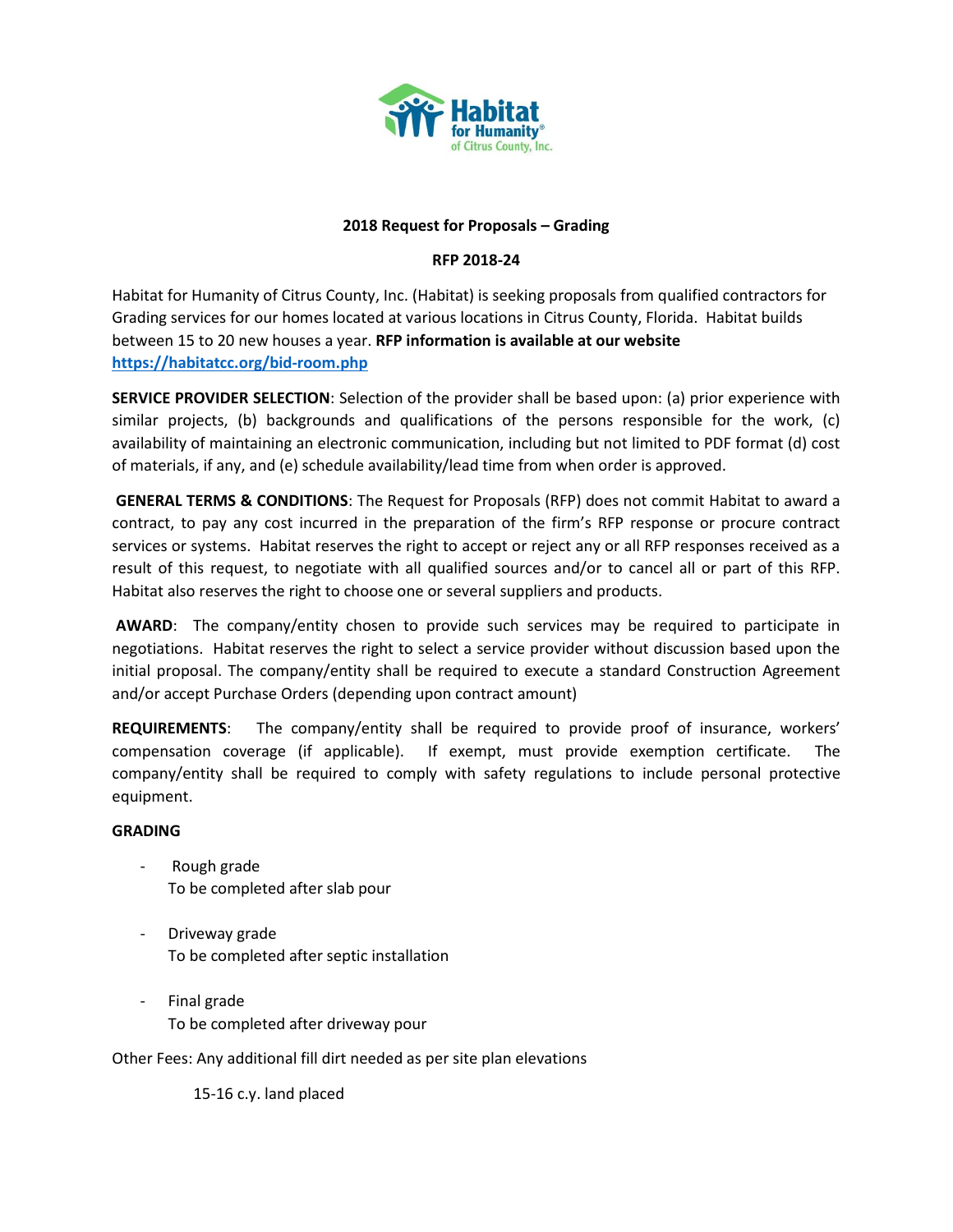Habitat for Humanity of Citrus County, Inc.

**2018 Request for Proposals – Grading**

**RFP 2018-24**

Habitat for Humanity of Citrus County, Inc. (Habitat) is seeking proposals from qualified contractors for Grading services for our homes located at various locations in Citrus County, Florida. Habitat builds between 15 to 20 new houses a year. **RFP information is available at our website [https://habitatcc.org/bid-room.php](https://habitatcc.org/bid-room.php)**

**SERVICE PROVIDER SELECTION**: Selection of the provider shall be based upon: (a) prior experience with similar projects, (b) backgrounds and qualifications of the persons responsible for the work, (c) availability of maintaining an electronic communication, including but not limited to PDF format (d) cost of materials, if any, and (e) schedule availability/lead time from when order is approved.

**GENERAL TERMS & CONDITIONS**: The Request for Proposals (RFP) does not commit Habitat to award a contract, to pay any cost incurred in the preparation of the firm's RFP response or procure contract services or systems. Habitat reserves the right to accept or reject any or all RFP responses received as a result of this request, to negotiate with all qualified sources and/or to cancel all or part of this RFP. Habitat also reserves the right to choose one or several suppliers and products.

**AWARD**: The company/entity chosen to provide such services may be required to participate in negotiations. Habitat reserves the right to select a service provider without discussion based upon the initial proposal. The company/entity shall be required to execute a standard Construction Agreement and/or accept Purchase Orders (depending upon contract amount)

**REQUIREMENTS**: The company/entity shall be required to provide proof of insurance, workers' compensation coverage (if applicable). If exempt, must provide exemption certificate. The company/entity shall be required to comply with safety regulations to include personal protective equipment.

**GRADING**

- Rough grade
  To be completed after slab pour

- Driveway grade
  To be completed after septic installation

- Final grade
  To be completed after driveway pour

Other Fees: Any additional fill dirt needed as per site plan elevations

15-16 c.y. land placed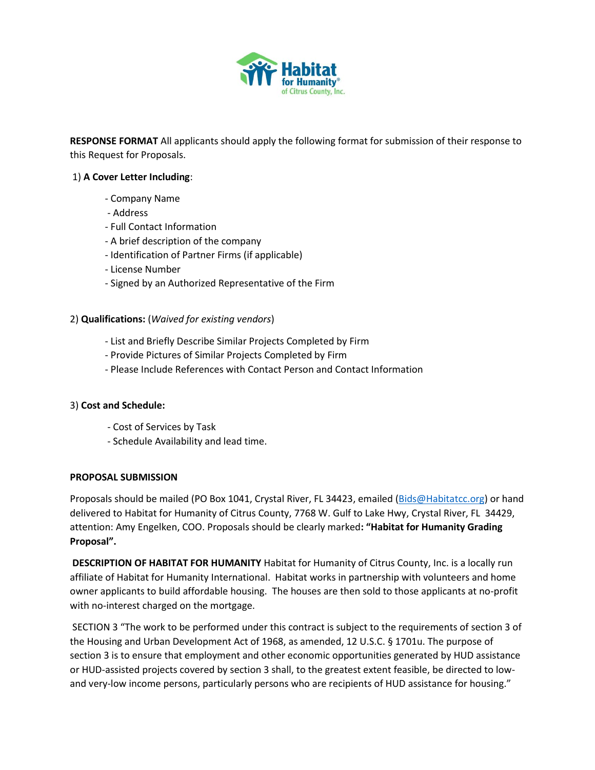**RESPONSE FORMAT** All applicants should apply the following format for submission of their response to this Request for Proposals.

1) **A Cover Letter Including**:

- Company Name
- Address
- Full Contact Information
- A brief description of the company
- Identification of Partner Firms (if applicable)
- License Number
- Signed by an Authorized Representative of the Firm

2) **Qualifications:** (*Waived for existing vendors*)

- List and Briefly Describe Similar Projects Completed by Firm
- Provide Pictures of Similar Projects Completed by Firm
- Please Include References with Contact Person and Contact Information

3) **Cost and Schedule:**

- Cost of Services by Task
- Schedule Availability and lead time.

**PROPOSAL SUBMISSION**

Proposals should be mailed (PO Box 1041, Crystal River, FL 34423, emailed (Bids@Habitatcc.org) or hand delivered to Habitat for Humanity of Citrus County, 7768 W. Gulf to Lake Hwy, Crystal River, FL 34429, attention: Amy Engelken, COO. Proposals should be clearly marked**: "Habitat for Humanity Grading Proposal".**

**DESCRIPTION OF HABITAT FOR HUMANITY** Habitat for Humanity of Citrus County, Inc. is a locally run affiliate of Habitat for Humanity International. Habitat works in partnership with volunteers and home owner applicants to build affordable housing. The houses are then sold to those applicants at no-profit with no-interest charged on the mortgage.

SECTION 3 "The work to be performed under this contract is subject to the requirements of section 3 of the Housing and Urban Development Act of 1968, as amended, 12 U.S.C. § 1701u. The purpose of section 3 is to ensure that employment and other economic opportunities generated by HUD assistance or HUD-assisted projects covered by section 3 shall, to the greatest extent feasible, be directed to low- and very-low income persons, particularly persons who are recipients of HUD assistance for housing."